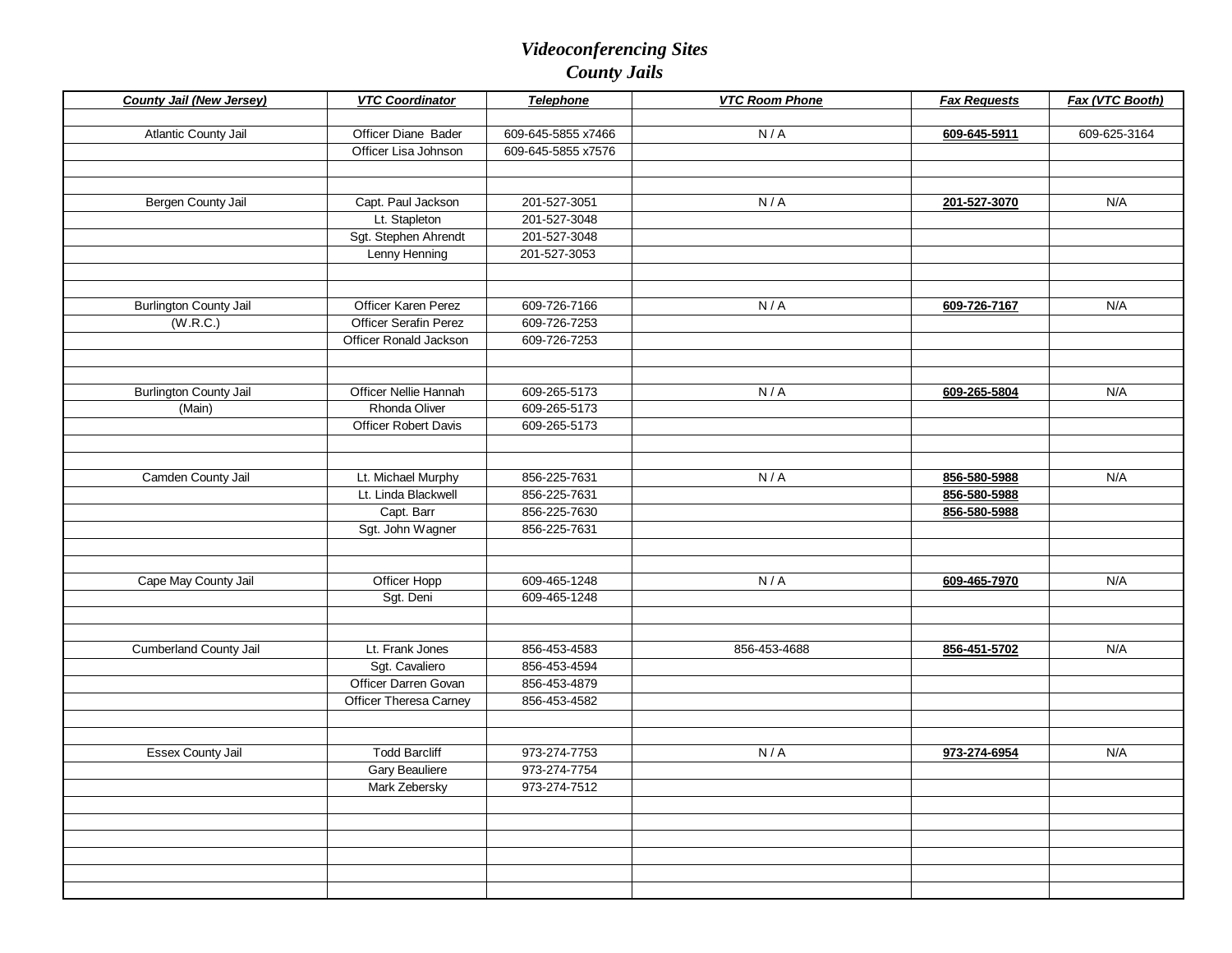# *Videoconferencing Sites*
# *County Jails*

| ***County Jail (New Jersey)*** | ***VTC Coordinator*** | ***Telephone*** | ***VTC Room Phone*** | ***Fax Requests*** | ***Fax (VTC Booth)*** |
|---|---|---|---|---|---|
| | | | | | |
| Atlantic County Jail | Officer Diane Bader | 609-645-5855 x7466 | N / A | **609-645-5911** | 609-625-3164 |
| | Officer Lisa Johnson | 609-645-5855 x7576 | | | |
| | | | | | |
| | | | | | |
| Bergen County Jail | Capt. Paul Jackson | 201-527-3051 | N / A | **201-527-3070** | N/A |
| | Lt. Stapleton | 201-527-3048 | | | |
| | Sgt. Stephen Ahrendt | 201-527-3048 | | | |
| | Lenny Henning | 201-527-3053 | | | |
| | | | | | |
| | | | | | |
| Burlington County Jail | Officer Karen Perez | 609-726-7166 | N / A | **609-726-7167** | N/A |
| (W.R.C.) | Officer Serafin Perez | 609-726-7253 | | | |
| | Officer Ronald Jackson | 609-726-7253 | | | |
| | | | | | |
| | | | | | |
| Burlington County Jail | Officer Nellie Hannah | 609-265-5173 | N / A | **609-265-5804** | N/A |
| (Main) | Rhonda Oliver | 609-265-5173 | | | |
| | Officer Robert Davis | 609-265-5173 | | | |
| | | | | | |
| | | | | | |
| Camden County Jail | Lt. Michael Murphy | 856-225-7631 | N / A | **856-580-5988** | N/A |
| | Lt. Linda Blackwell | 856-225-7631 | | **856-580-5988** | |
| | Capt. Barr | 856-225-7630 | | **856-580-5988** | |
| | Sgt. John Wagner | 856-225-7631 | | | |
| | | | | | |
| | | | | | |
| Cape May County Jail | Officer Hopp | 609-465-1248 | N / A | **609-465-7970** | N/A |
| | Sgt. Deni | 609-465-1248 | | | |
| | | | | | |
| | | | | | |
| Cumberland County Jail | Lt. Frank Jones | 856-453-4583 | 856-453-4688 | **856-451-5702** | N/A |
| | Sgt. Cavaliero | 856-453-4594 | | | |
| | Officer Darren Govan | 856-453-4879 | | | |
| | Officer Theresa Carney | 856-453-4582 | | | |
| | | | | | |
| | | | | | |
| Essex County Jail | Todd Barcliff | 973-274-7753 | N / A | **973-274-6954** | N/A |
| | Gary Beauliere | 973-274-7754 | | | |
| | Mark Zebersky | 973-274-7512 | | | |
| | | | | | |
| | | | | | |
| | | | | | |
| | | | | | |
| | | | | | |
| | | | | | |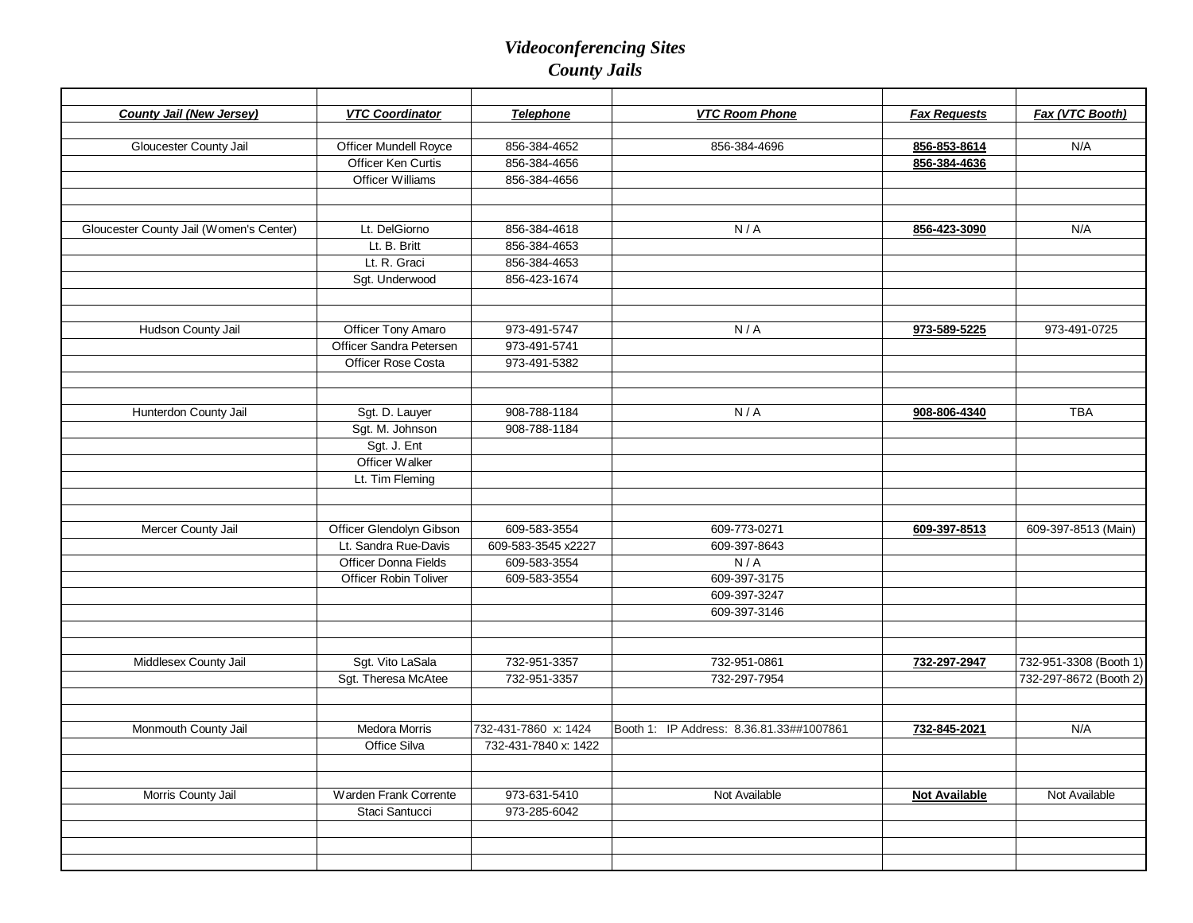# *Videoconferencing Sites*
## *County Jails*

| ***County Jail (New Jersey)*** | ***VTC Coordinator*** | ***Telephone*** | ***VTC Room Phone*** | ***Fax Requests*** | ***Fax (VTC Booth)*** |
|---|---|---|---|---|---|
| Gloucester County Jail | Officer Mundell Royce | 856-384-4652 | 856-384-4696 | **856-853-8614** | N/A |
| | Officer Ken Curtis | 856-384-4656 | | **856-384-4636** | |
| | Officer Williams | 856-384-4656 | | | |
| Gloucester County Jail (Women's Center) | Lt. DelGiorno | 856-384-4618 | N / A | **856-423-3090** | N/A |
| | Lt. B. Britt | 856-384-4653 | | | |
| | Lt. R. Graci | 856-384-4653 | | | |
| | Sgt. Underwood | 856-423-1674 | | | |
| Hudson County Jail | Officer Tony Amaro | 973-491-5747 | N / A | **973-589-5225** | 973-491-0725 |
| | Officer Sandra Petersen | 973-491-5741 | | | |
| | Officer Rose Costa | 973-491-5382 | | | |
| Hunterdon County Jail | Sgt. D. Lauyer | 908-788-1184 | N / A | **908-806-4340** | TBA |
| | Sgt. M. Johnson | 908-788-1184 | | | |
| | Sgt. J. Ent | | | | |
| | Officer Walker | | | | |
| | Lt. Tim Fleming | | | | |
| Mercer County Jail | Officer Glendolyn Gibson | 609-583-3554 | 609-773-0271 | **609-397-8513** | 609-397-8513 (Main) |
| | Lt. Sandra Rue-Davis | 609-583-3545 x2227 | 609-397-8643 | | |
| | Officer Donna Fields | 609-583-3554 | N / A | | |
| | Officer Robin Toliver | 609-583-3554 | 609-397-3175 | | |
| | | | 609-397-3247 | | |
| | | | 609-397-3146 | | |
| Middlesex County Jail | Sgt. Vito LaSala | 732-951-3357 | 732-951-0861 | **732-297-2947** | 732-951-3308 (Booth 1) |
| | Sgt. Theresa McAtee | 732-951-3357 | 732-297-7954 | | 732-297-8672 (Booth 2) |
| Monmouth County Jail | Medora Morris | 732-431-7860 x: 1424 | Booth 1: IP Address: 8.36.81.33##1007861 | **732-845-2021** | N/A |
| | Office Silva | 732-431-7840 x: 1422 | | | |
| Morris County Jail | Warden Frank Corrente | 973-631-5410 | Not Available | **Not Available** | Not Available |
| | Staci Santucci | 973-285-6042 | | | |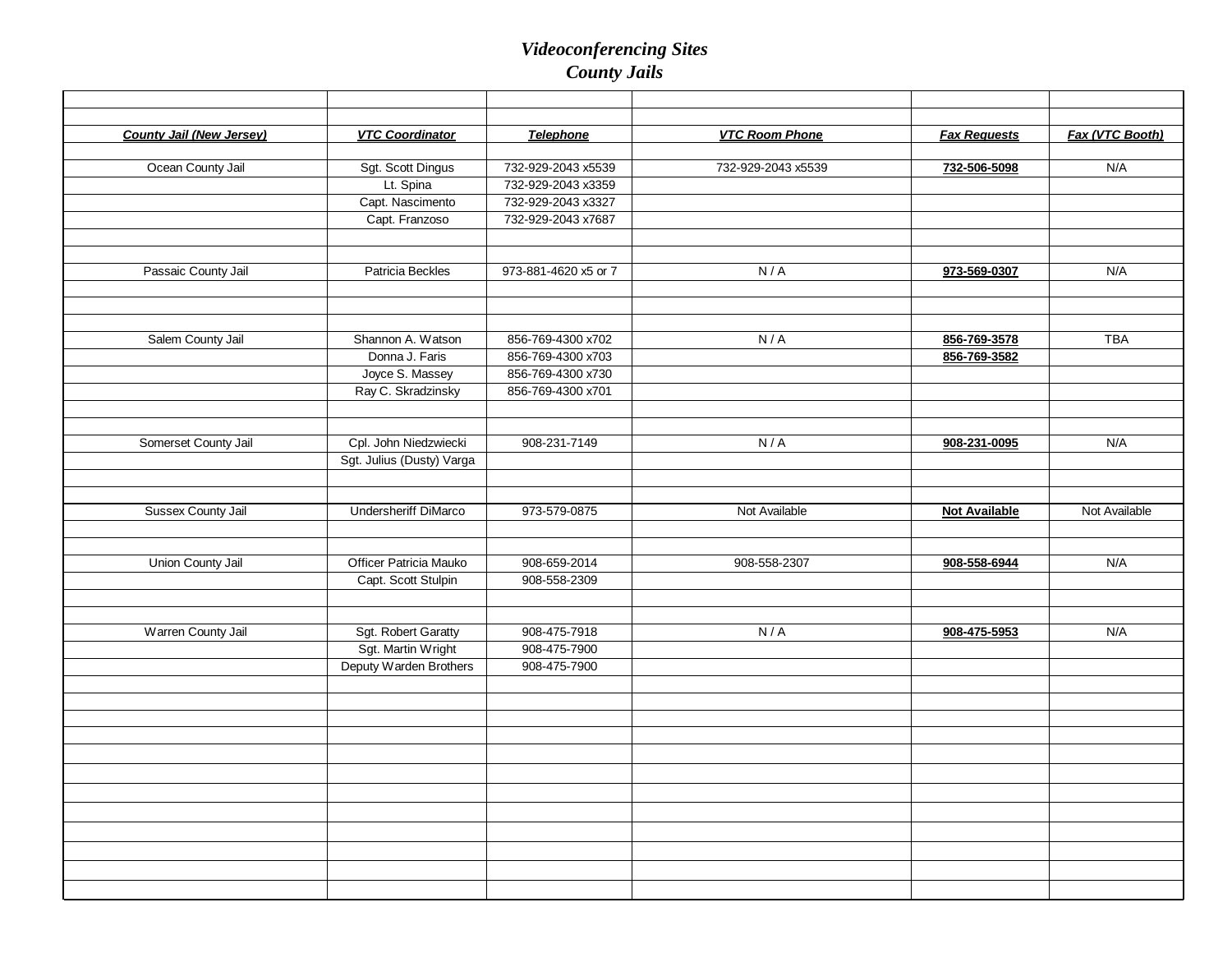***Videoconferencing Sites***
***County Jails***

| County Jail (New Jersey) | VTC Coordinator | Telephone | VTC Room Phone | Fax Requests | Fax (VTC Booth) |
|---|---|---|---|---|---|
| Ocean County Jail | Sgt. Scott Dingus | 732-929-2043 x5539 | 732-929-2043 x5539 | **732-506-5098** | N/A |
| | Lt. Spina | 732-929-2043 x3359 | | | |
| | Capt. Nascimento | 732-929-2043 x3327 | | | |
| | Capt. Franzoso | 732-929-2043 x7687 | | | |
| Passaic County Jail | Patricia Beckles | 973-881-4620 x5 or 7 | N / A | **973-569-0307** | N/A |
| Salem County Jail | Shannon A. Watson | 856-769-4300 x702 | N / A | **856-769-3578** | TBA |
| | Donna J. Faris | 856-769-4300 x703 | | **856-769-3582** | |
| | Joyce S. Massey | 856-769-4300 x730 | | | |
| | Ray C. Skradzinsky | 856-769-4300 x701 | | | |
| Somerset County Jail | Cpl. John Niedzwiecki | 908-231-7149 | N / A | **908-231-0095** | N/A |
| | Sgt. Julius (Dusty) Varga | | | | |
| Sussex County Jail | Undersheriff DiMarco | 973-579-0875 | Not Available | **Not Available** | Not Available |
| Union County Jail | Officer Patricia Mauko | 908-659-2014 | 908-558-2307 | **908-558-6944** | N/A |
| | Capt. Scott Stulpin | 908-558-2309 | | | |
| Warren County Jail | Sgt. Robert Garatty | 908-475-7918 | N / A | **908-475-5953** | N/A |
| | Sgt. Martin Wright | 908-475-7900 | | | |
| | Deputy Warden Brothers | 908-475-7900 | | | |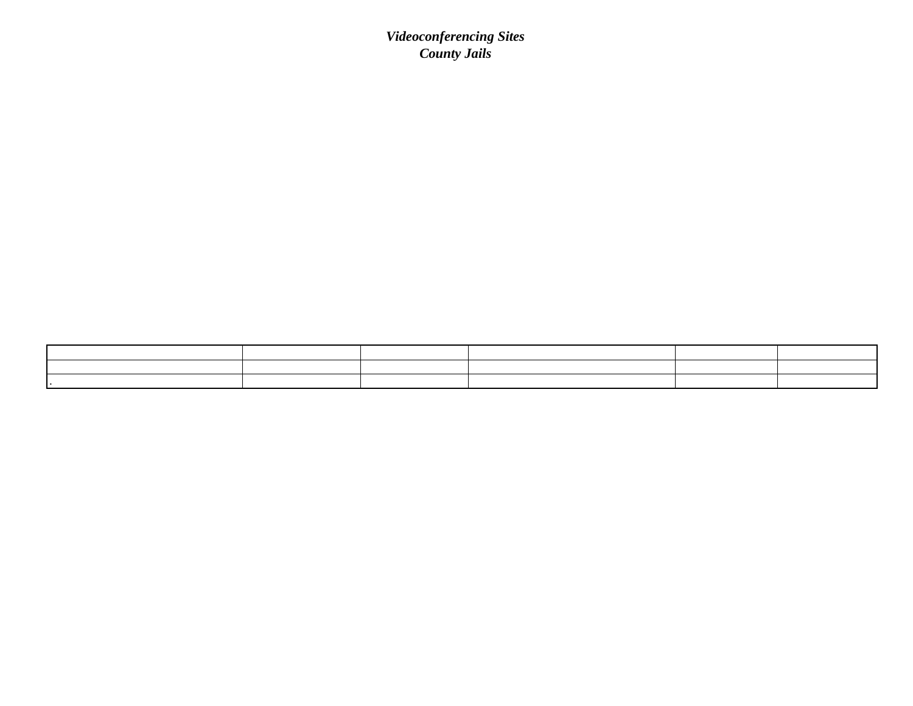***Videoconferencing Sites***
***County Jails***

| | | | | | |
|---|---|---|---|---|---|
| | | | | | |
| | | | | | |
| . | | | | | |